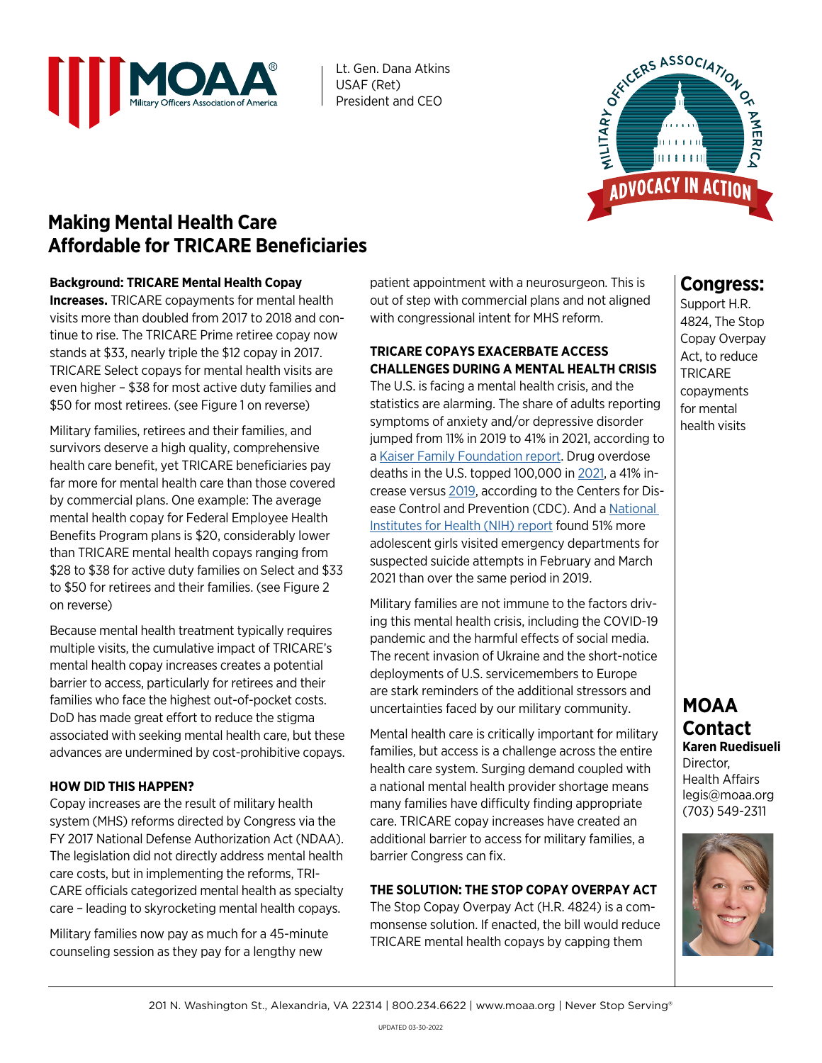MOAA Military Officers Association of America

Lt. Gen. Dana Atkins
USAF (Ret)
President and CEO

MILITARY OFFICERS ASSOCIATION OF AMERICA — ADVOCACY IN ACTION

# Making Mental Health Care Affordable for TRICARE Beneficiaries

**Background: TRICARE Mental Health Copay Increases.** TRICARE copayments for mental health visits more than doubled from 2017 to 2018 and continue to rise. The TRICARE Prime retiree copay now stands at $33, nearly triple the $12 copay in 2017. TRICARE Select copays for mental health visits are even higher – $38 for most active duty families and $50 for most retirees. (see Figure 1 on reverse)

Military families, retirees and their families, and survivors deserve a high quality, comprehensive health care benefit, yet TRICARE beneficiaries pay far more for mental health care than those covered by commercial plans. One example: The average mental health copay for Federal Employee Health Benefits Program plans is $20, considerably lower than TRICARE mental health copays ranging from $28 to $38 for active duty families on Select and $33 to $50 for retirees and their families. (see Figure 2 on reverse)

Because mental health treatment typically requires multiple visits, the cumulative impact of TRICARE's mental health copay increases creates a potential barrier to access, particularly for retirees and their families who face the highest out-of-pocket costs. DoD has made great effort to reduce the stigma associated with seeking mental health care, but these advances are undermined by cost-prohibitive copays.

### HOW DID THIS HAPPEN?

Copay increases are the result of military health system (MHS) reforms directed by Congress via the FY 2017 National Defense Authorization Act (NDAA). The legislation did not directly address mental health care costs, but in implementing the reforms, TRICARE officials categorized mental health as specialty care – leading to skyrocketing mental health copays.

Military families now pay as much for a 45-minute counseling session as they pay for a lengthy new patient appointment with a neurosurgeon. This is out of step with commercial plans and not aligned with congressional intent for MHS reform.

### TRICARE COPAYS EXACERBATE ACCESS CHALLENGES DURING A MENTAL HEALTH CRISIS

The U.S. is facing a mental health crisis, and the statistics are alarming. The share of adults reporting symptoms of anxiety and/or depressive disorder jumped from 11% in 2019 to 41% in 2021, according to a Kaiser Family Foundation report. Drug overdose deaths in the U.S. topped 100,000 in 2021, a 41% increase versus 2019, according to the Centers for Disease Control and Prevention (CDC). And a National Institutes for Health (NIH) report found 51% more adolescent girls visited emergency departments for suspected suicide attempts in February and March 2021 than over the same period in 2019.

Military families are not immune to the factors driving this mental health crisis, including the COVID-19 pandemic and the harmful effects of social media. The recent invasion of Ukraine and the short-notice deployments of U.S. servicemembers to Europe are stark reminders of the additional stressors and uncertainties faced by our military community.

Mental health care is critically important for military families, but access is a challenge across the entire health care system. Surging demand coupled with a national mental health provider shortage means many families have difficulty finding appropriate care. TRICARE copay increases have created an additional barrier to access for military families, a barrier Congress can fix.

### THE SOLUTION: THE STOP COPAY OVERPAY ACT

The Stop Copay Overpay Act (H.R. 4824) is a commonsense solution. If enacted, the bill would reduce TRICARE mental health copays by capping them

## Congress:

Support H.R. 4824, The Stop Copay Overpay Act, to reduce TRICARE copayments for mental health visits

## MOAA Contact

**Karen Ruedisueli**
Director,
Health Affairs
legis@moaa.org
(703) 549-2311

201 N. Washington St., Alexandria, VA 22314 | 800.234.6622 | www.moaa.org | Never Stop Serving®

UPDATED 03-30-2022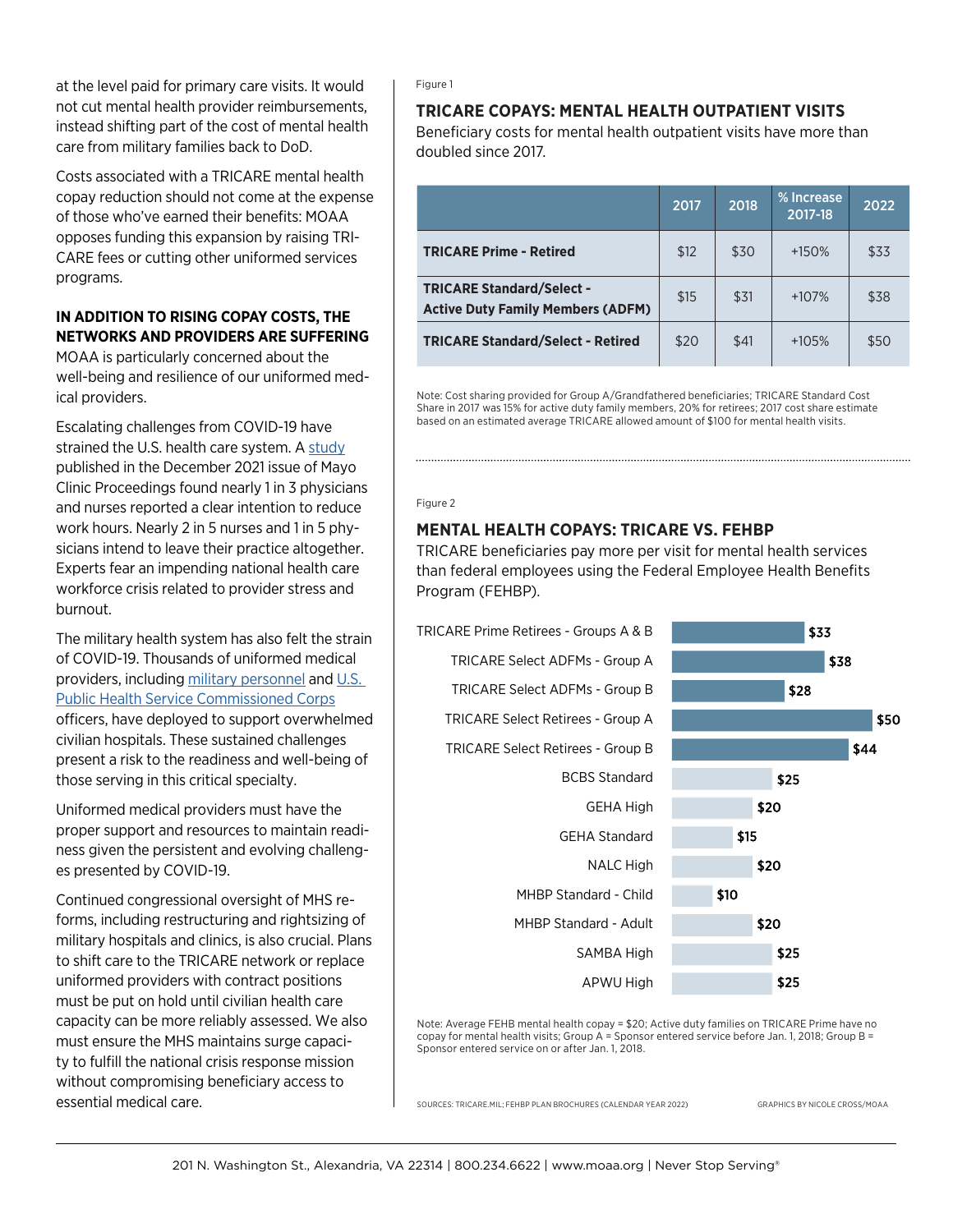at the level paid for primary care visits. It would not cut mental health provider reimbursements, instead shifting part of the cost of mental health care from military families back to DoD.

Costs associated with a TRICARE mental health copay reduction should not come at the expense of those who've earned their benefits: MOAA opposes funding this expansion by raising TRICARE fees or cutting other uniformed services programs.

## IN ADDITION TO RISING COPAY COSTS, THE NETWORKS AND PROVIDERS ARE SUFFERING

MOAA is particularly concerned about the well-being and resilience of our uniformed medical providers.

Escalating challenges from COVID-19 have strained the U.S. health care system. A study published in the December 2021 issue of Mayo Clinic Proceedings found nearly 1 in 3 physicians and nurses reported a clear intention to reduce work hours. Nearly 2 in 5 nurses and 1 in 5 physicians intend to leave their practice altogether. Experts fear an impending national health care workforce crisis related to provider stress and burnout.

The military health system has also felt the strain of COVID-19. Thousands of uniformed medical providers, including military personnel and U.S. Public Health Service Commissioned Corps officers, have deployed to support overwhelmed civilian hospitals. These sustained challenges present a risk to the readiness and well-being of those serving in this critical specialty.

Uniformed medical providers must have the proper support and resources to maintain readiness given the persistent and evolving challenges presented by COVID-19.

Continued congressional oversight of MHS reforms, including restructuring and rightsizing of military hospitals and clinics, is also crucial. Plans to shift care to the TRICARE network or replace uniformed providers with contract positions must be put on hold until civilian health care capacity can be more reliably assessed. We also must ensure the MHS maintains surge capacity to fulfill the national crisis response mission without compromising beneficiary access to essential medical care.

Figure 1

### TRICARE COPAYS: MENTAL HEALTH OUTPATIENT VISITS

Beneficiary costs for mental health outpatient visits have more than doubled since 2017.

| | 2017 | 2018 | % Increase 2017-18 | 2022 |
|---|---|---|---|---|
| **TRICARE Prime - Retired** | $12 | $30 | +150% | $33 |
| **TRICARE Standard/Select - Active Duty Family Members (ADFM)** | $15 | $31 | +107% | $38 |
| **TRICARE Standard/Select - Retired** | $20 | $41 | +105% | $50 |

Note: Cost sharing provided for Group A/Grandfathered beneficiaries; TRICARE Standard Cost Share in 2017 was 15% for active duty family members, 20% for retirees; 2017 cost share estimate based on an estimated average TRICARE allowed amount of $100 for mental health visits.

Figure 2

### MENTAL HEALTH COPAYS: TRICARE VS. FEHBP

TRICARE beneficiaries pay more per visit for mental health services than federal employees using the Federal Employee Health Benefits Program (FEHBP).

TRICARE Prime Retirees - Groups A & B $33
TRICARE Select ADFMs - Group A $38
TRICARE Select ADFMs - Group B $28
TRICARE Select Retirees - Group A $50
TRICARE Select Retirees - Group B $44
BCBS Standard $25
GEHA High $20
GEHA Standard $15
NALC High $20
MHBP Standard - Child $10
MHBP Standard - Adult $20
SAMBA High $25
APWU High $25

Note: Average FEHB mental health copay = $20; Active duty families on TRICARE Prime have no copay for mental health visits; Group A = Sponsor entered service before Jan. 1, 2018; Group B = Sponsor entered service on or after Jan. 1, 2018.

SOURCES: TRICARE.MIL; FEHBP PLAN BROCHURES (CALENDAR YEAR 2022)

GRAPHICS BY NICOLE CROSS/MOAA

201 N. Washington St., Alexandria, VA 22314 | 800.234.6622 | www.moaa.org | Never Stop Serving®